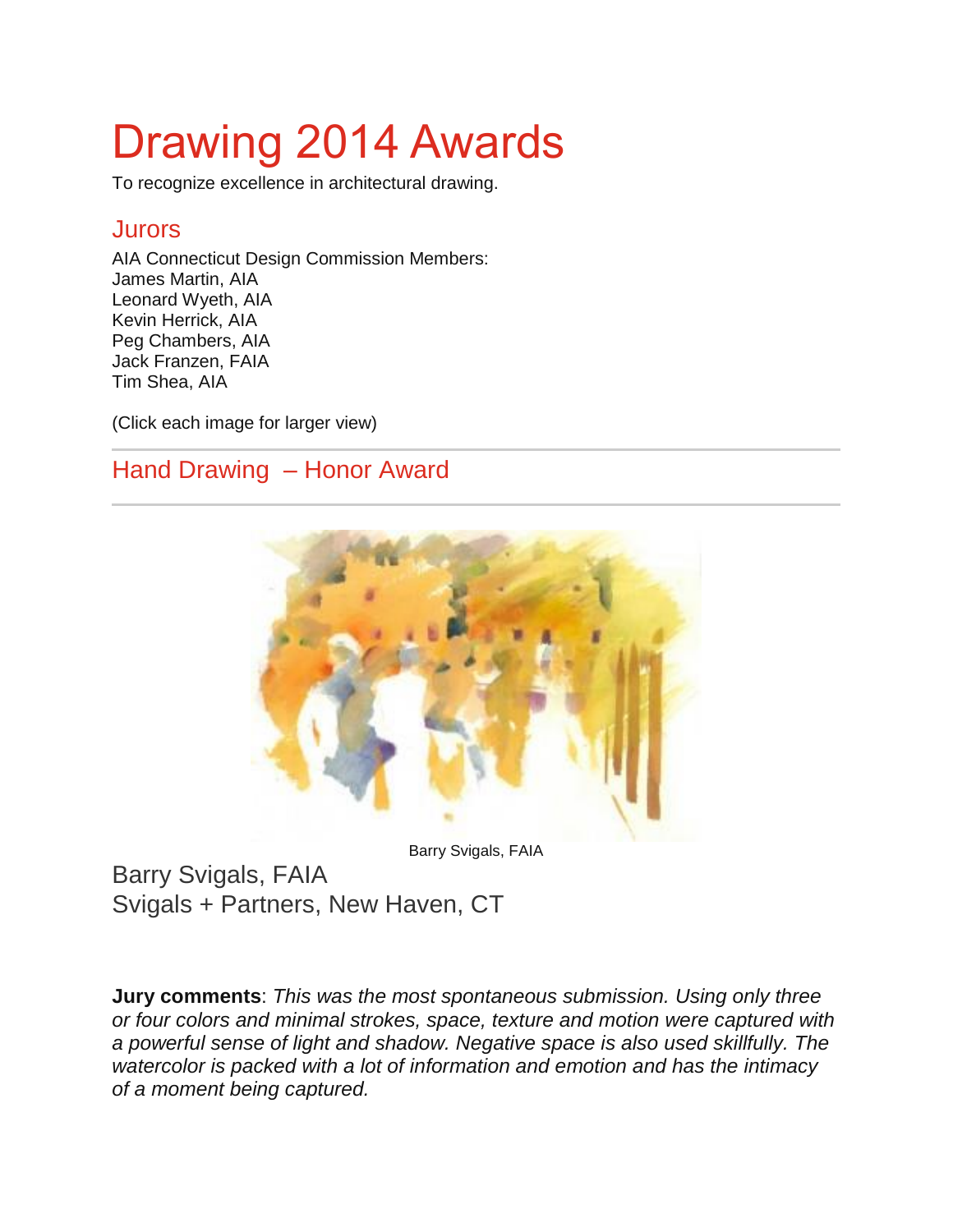# Drawing 2014 Awards

To recognize excellence in architectural drawing.

## Jurors

AIA Connecticut Design Commission Members:
James Martin, AIA
Leonard Wyeth, AIA
Kevin Herrick, AIA
Peg Chambers, AIA
Jack Franzen, FAIA
Tim Shea, AIA

(Click each image for larger view)

## Hand Drawing – Honor Award

Barry Svigals, FAIA

### Barry Svigals, FAIA
### Svigals + Partners, New Haven, CT

**Jury comments**: *This was the most spontaneous submission. Using only three or four colors and minimal strokes, space, texture and motion were captured with a powerful sense of light and shadow. Negative space is also used skillfully. The watercolor is packed with a lot of information and emotion and has the intimacy of a moment being captured.*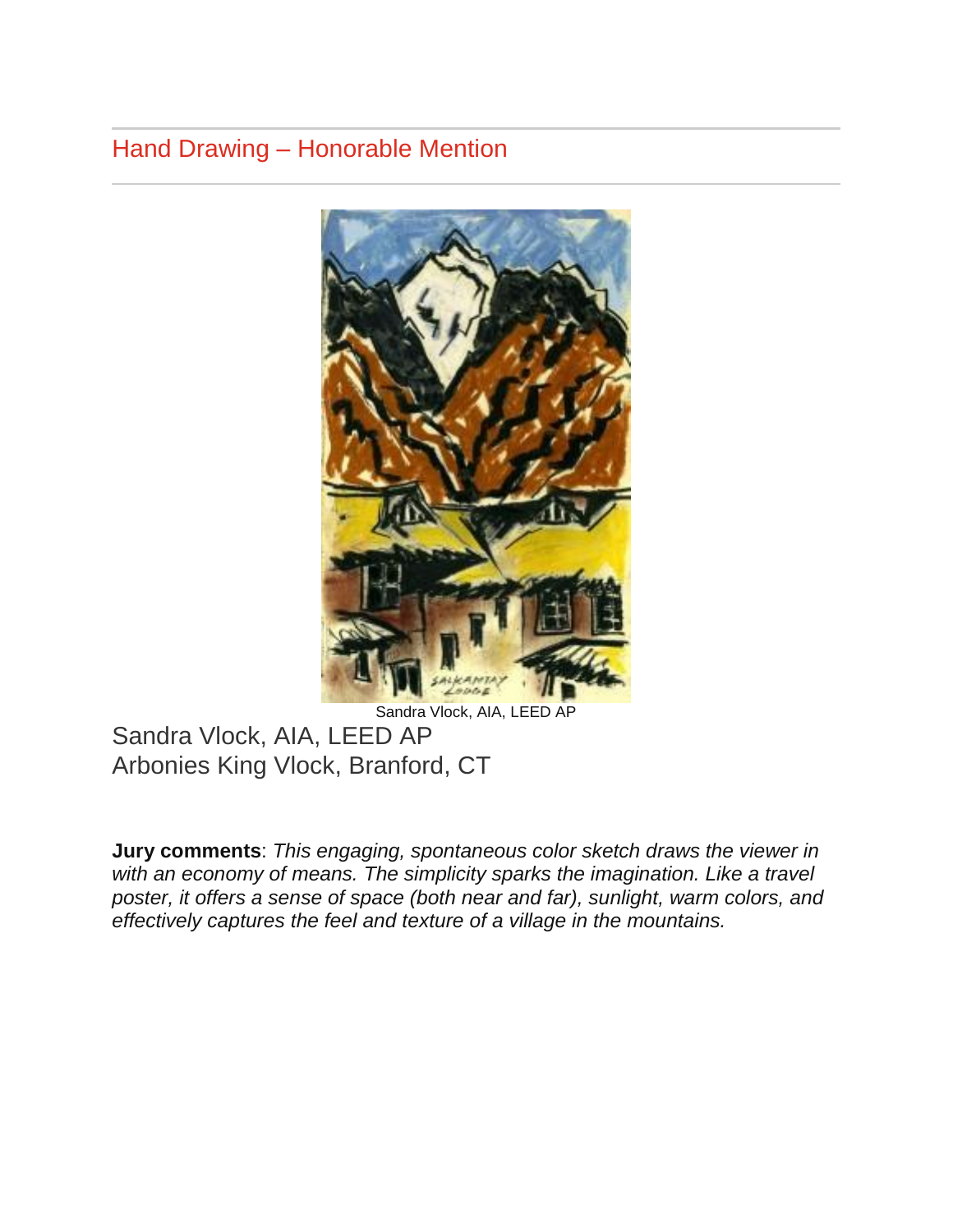## Hand Drawing – Honorable Mention

Sandra Vlock, AIA, LEED AP

Sandra Vlock, AIA, LEED AP
Arbonies King Vlock, Branford, CT

**Jury comments**: *This engaging, spontaneous color sketch draws the viewer in with an economy of means. The simplicity sparks the imagination. Like a travel poster, it offers a sense of space (both near and far), sunlight, warm colors, and effectively captures the feel and texture of a village in the mountains.*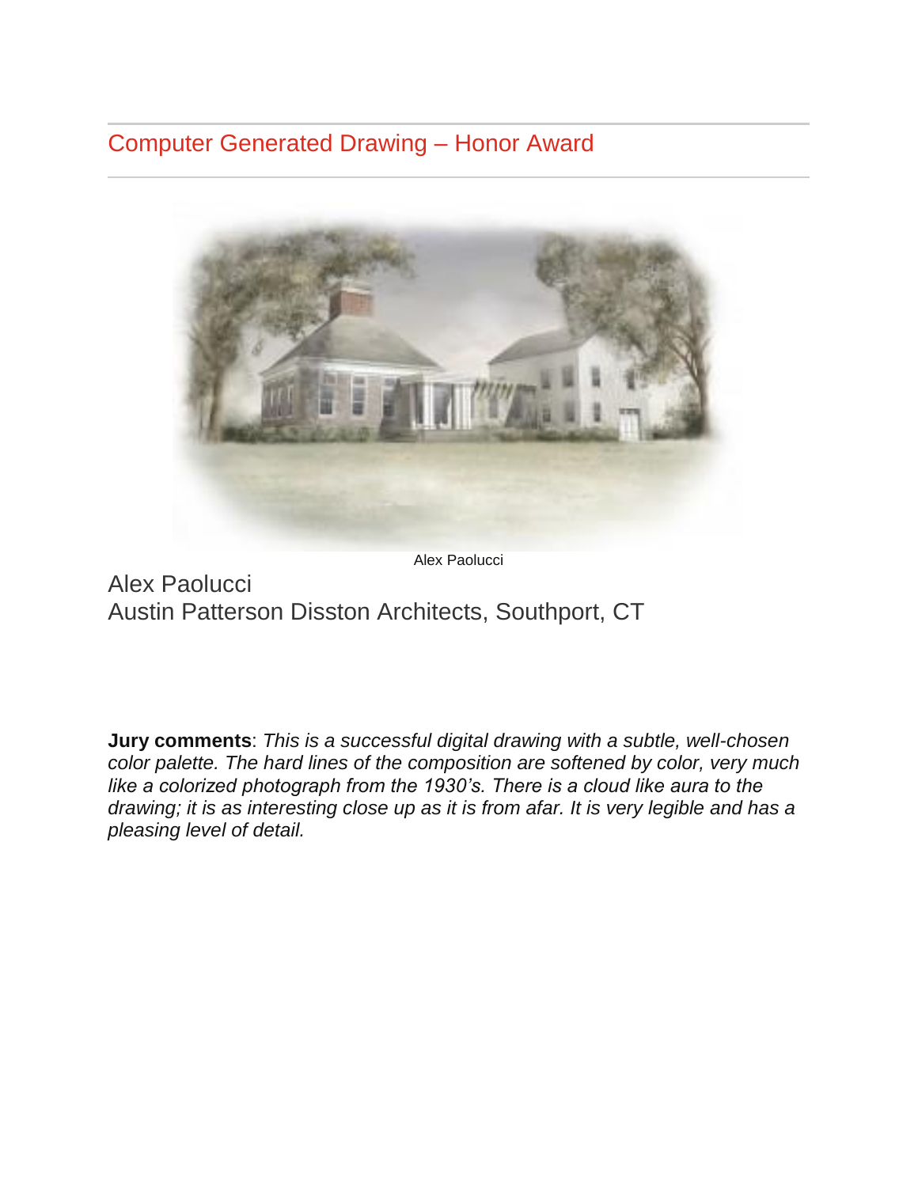## Computer Generated Drawing – Honor Award

Alex Paolucci

Alex Paolucci
Austin Patterson Disston Architects, Southport, CT

**Jury comments**: *This is a successful digital drawing with a subtle, well-chosen color palette. The hard lines of the composition are softened by color, very much like a colorized photograph from the 1930's. There is a cloud like aura to the drawing; it is as interesting close up as it is from afar. It is very legible and has a pleasing level of detail.*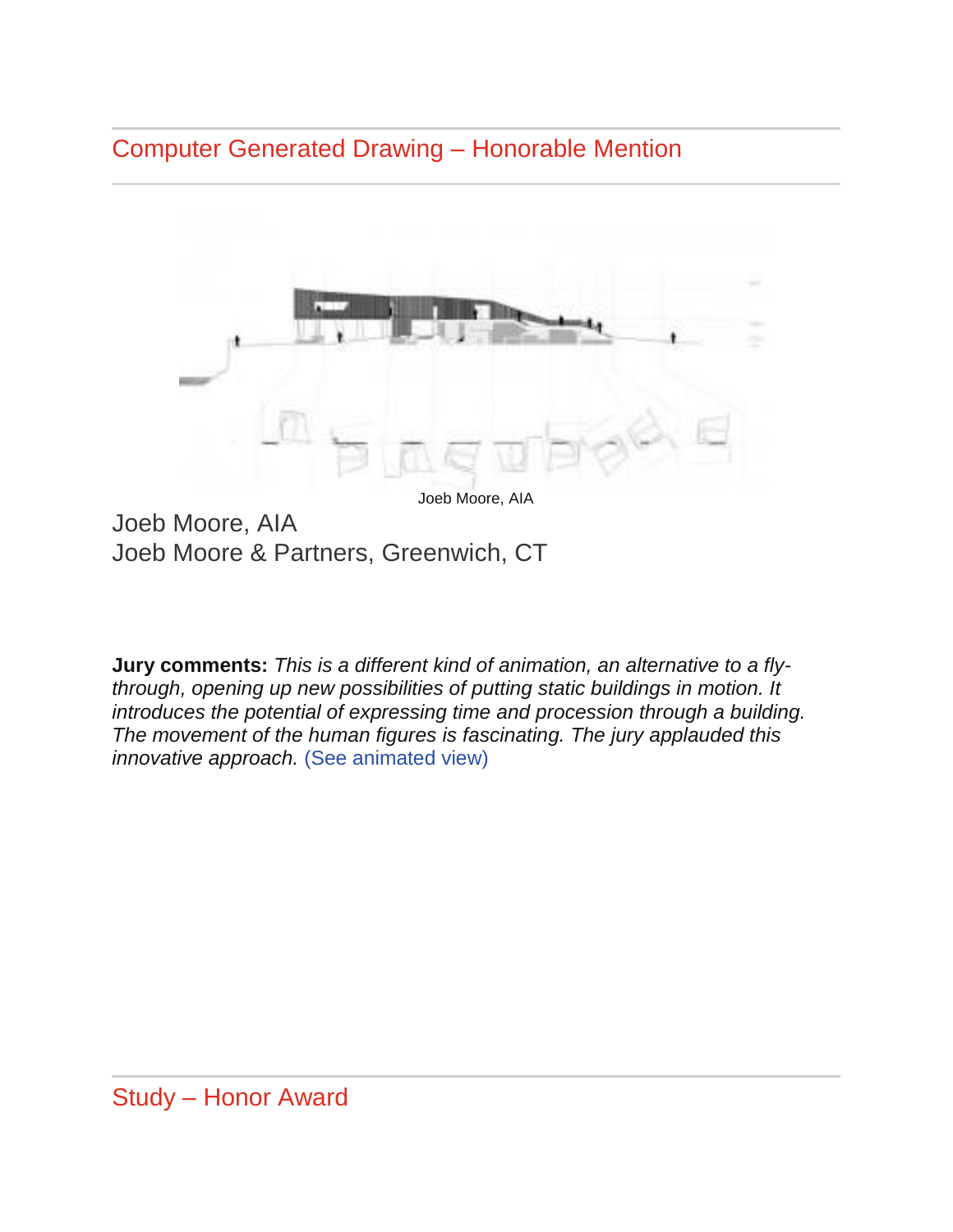## Computer Generated Drawing – Honorable Mention

Joeb Moore, AIA

Joeb Moore, AIA
Joeb Moore & Partners, Greenwich, CT

**Jury comments:** *This is a different kind of animation, an alternative to a fly-through, opening up new possibilities of putting static buildings in motion. It introduces the potential of expressing time and procession through a building. The movement of the human figures is fascinating. The jury applauded this innovative approach.* (See animated view)

## Study – Honor Award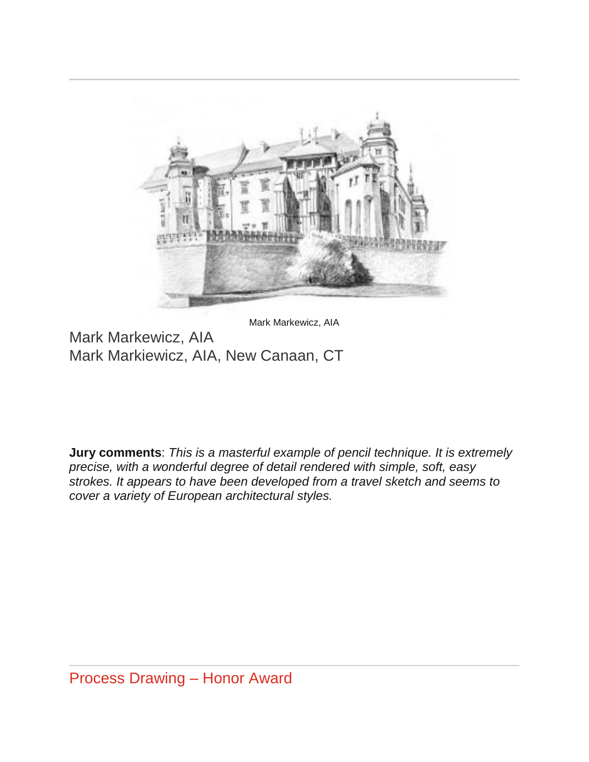Mark Markewicz, AIA

Mark Markewicz, AIA
Mark Markiewicz, AIA, New Canaan, CT

**Jury comments**: *This is a masterful example of pencil technique. It is extremely precise, with a wonderful degree of detail rendered with simple, soft, easy strokes. It appears to have been developed from a travel sketch and seems to cover a variety of European architectural styles.*

## Process Drawing – Honor Award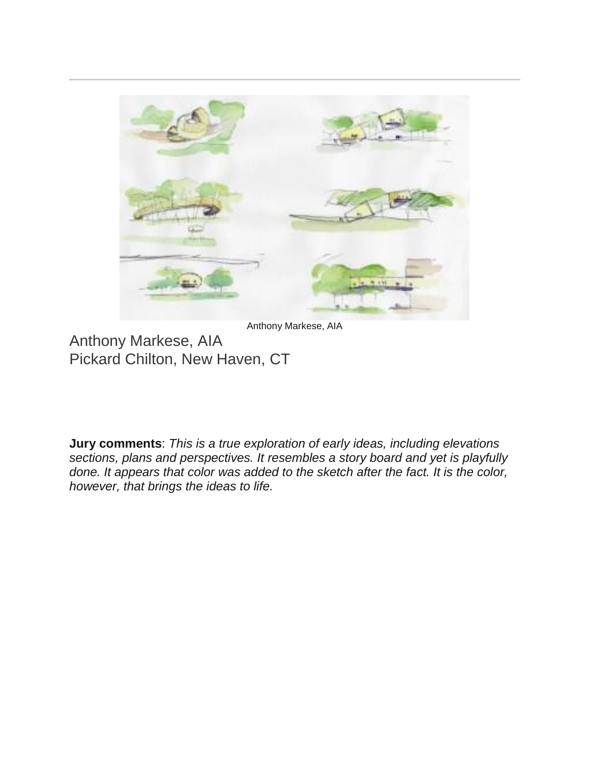Anthony Markese, AIA

Anthony Markese, AIA
Pickard Chilton, New Haven, CT

**Jury comments**: *This is a true exploration of early ideas, including elevations sections, plans and perspectives. It resembles a story board and yet is playfully done. It appears that color was added to the sketch after the fact. It is the color, however, that brings the ideas to life.*